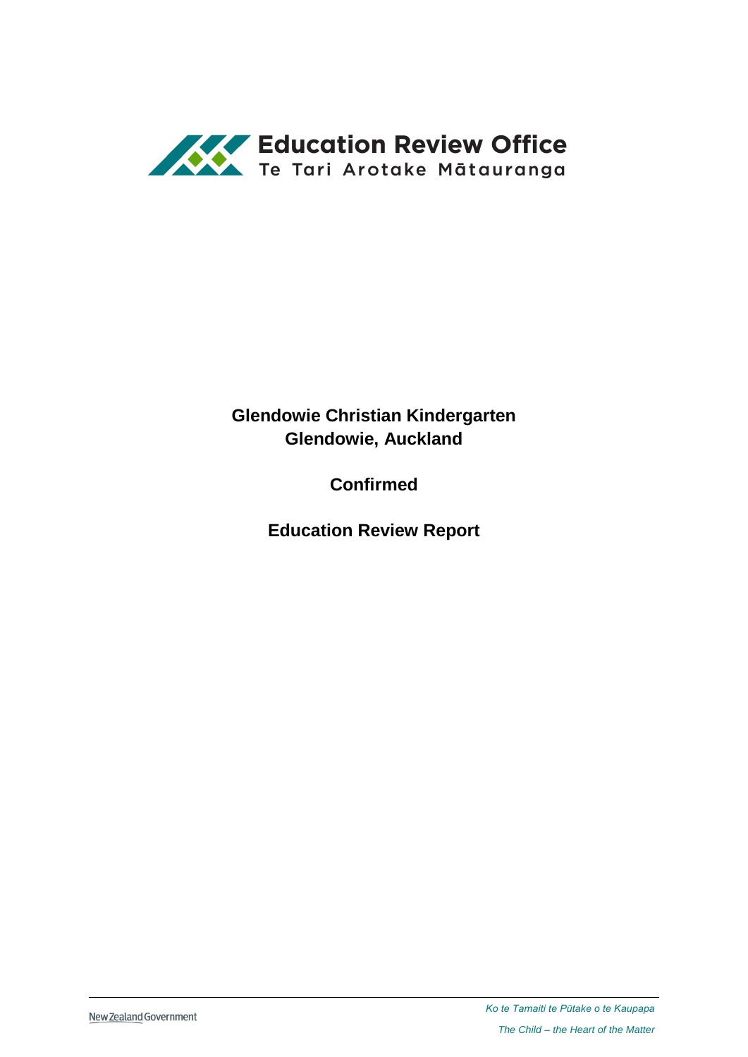Education Review Office
Te Tari Arotake Mātauranga

# Glendowie Christian Kindergarten
# Glendowie, Auckland

## Confirmed

## Education Review Report

New Zealand Government

*Ko te Tamaiti te Pūtake o te Kaupapa*

*The Child – the Heart of the Matter*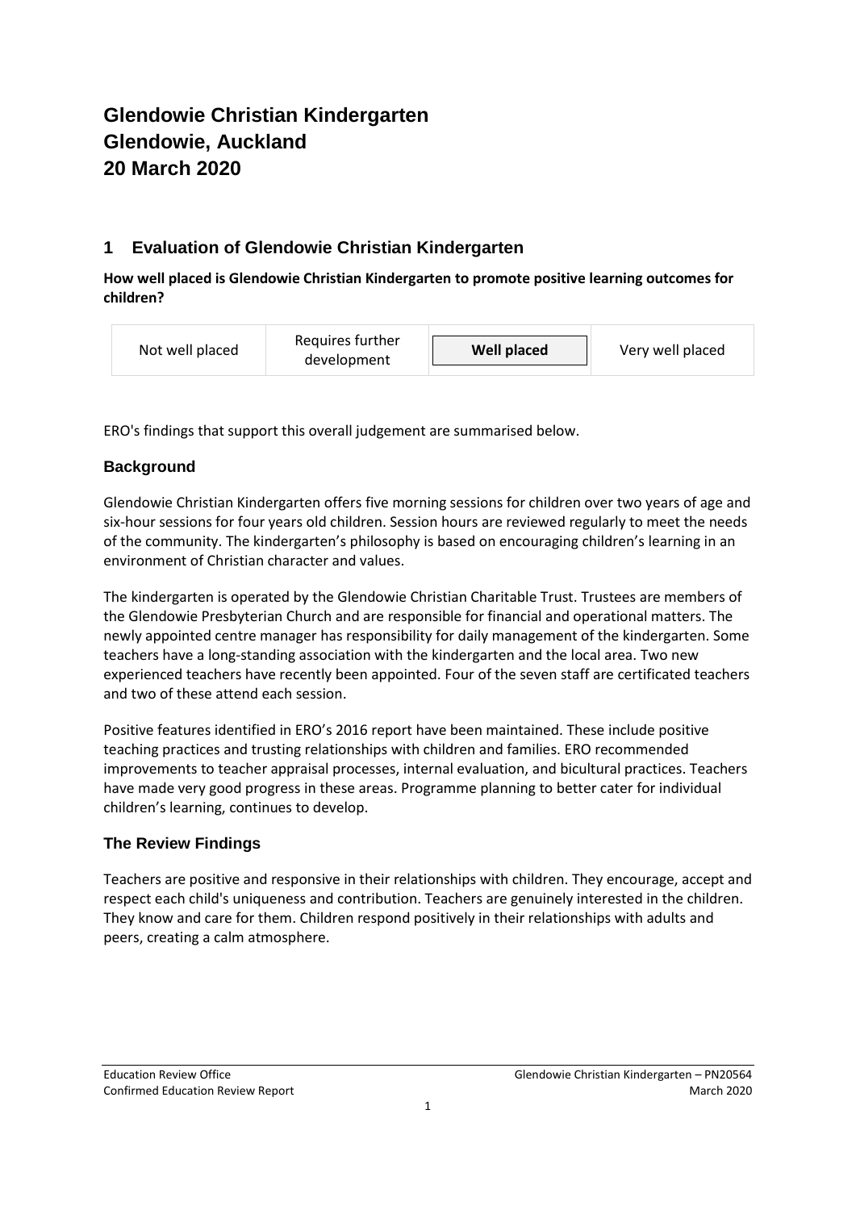# Glendowie Christian Kindergarten
# Glendowie, Auckland
# 20 March 2020

## 1 Evaluation of Glendowie Christian Kindergarten

**How well placed is Glendowie Christian Kindergarten to promote positive learning outcomes for children?**

| Not well placed | Requires further development | **Well placed** | Very well placed |
|---|---|---|---|

ERO's findings that support this overall judgement are summarised below.

### Background

Glendowie Christian Kindergarten offers five morning sessions for children over two years of age and six-hour sessions for four years old children. Session hours are reviewed regularly to meet the needs of the community. The kindergarten's philosophy is based on encouraging children's learning in an environment of Christian character and values.

The kindergarten is operated by the Glendowie Christian Charitable Trust. Trustees are members of the Glendowie Presbyterian Church and are responsible for financial and operational matters. The newly appointed centre manager has responsibility for daily management of the kindergarten. Some teachers have a long-standing association with the kindergarten and the local area. Two new experienced teachers have recently been appointed. Four of the seven staff are certificated teachers and two of these attend each session.

Positive features identified in ERO's 2016 report have been maintained. These include positive teaching practices and trusting relationships with children and families. ERO recommended improvements to teacher appraisal processes, internal evaluation, and bicultural practices. Teachers have made very good progress in these areas. Programme planning to better cater for individual children's learning, continues to develop.

### The Review Findings

Teachers are positive and responsive in their relationships with children. They encourage, accept and respect each child's uniqueness and contribution. Teachers are genuinely interested in the children. They know and care for them. Children respond positively in their relationships with adults and peers, creating a calm atmosphere.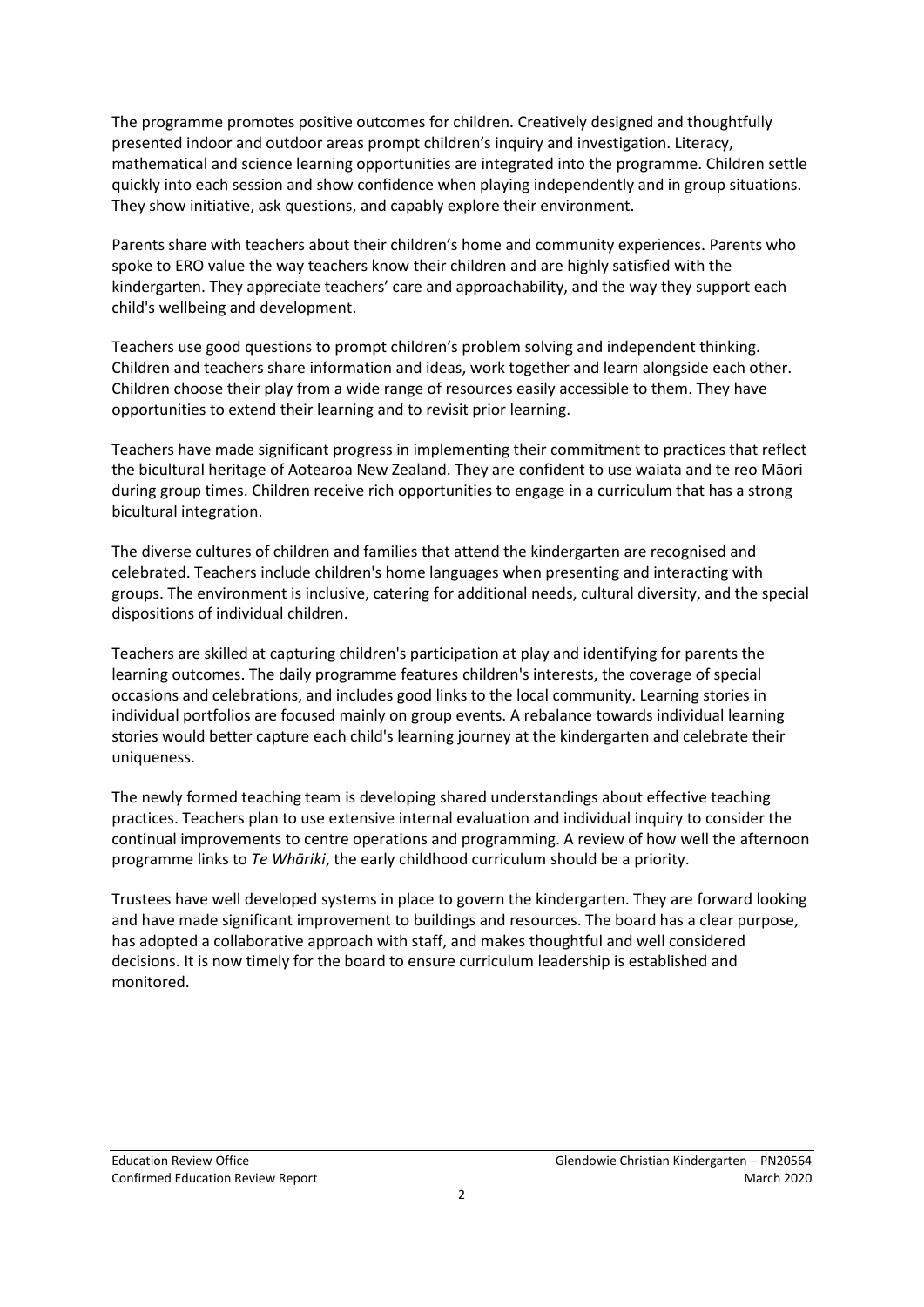The programme promotes positive outcomes for children. Creatively designed and thoughtfully presented indoor and outdoor areas prompt children's inquiry and investigation. Literacy, mathematical and science learning opportunities are integrated into the programme. Children settle quickly into each session and show confidence when playing independently and in group situations. They show initiative, ask questions, and capably explore their environment.

Parents share with teachers about their children's home and community experiences. Parents who spoke to ERO value the way teachers know their children and are highly satisfied with the kindergarten. They appreciate teachers' care and approachability, and the way they support each child's wellbeing and development.

Teachers use good questions to prompt children's problem solving and independent thinking. Children and teachers share information and ideas, work together and learn alongside each other. Children choose their play from a wide range of resources easily accessible to them. They have opportunities to extend their learning and to revisit prior learning.

Teachers have made significant progress in implementing their commitment to practices that reflect the bicultural heritage of Aotearoa New Zealand. They are confident to use waiata and te reo Māori during group times. Children receive rich opportunities to engage in a curriculum that has a strong bicultural integration.

The diverse cultures of children and families that attend the kindergarten are recognised and celebrated. Teachers include children's home languages when presenting and interacting with groups. The environment is inclusive, catering for additional needs, cultural diversity, and the special dispositions of individual children.

Teachers are skilled at capturing children's participation at play and identifying for parents the learning outcomes. The daily programme features children's interests, the coverage of special occasions and celebrations, and includes good links to the local community. Learning stories in individual portfolios are focused mainly on group events. A rebalance towards individual learning stories would better capture each child's learning journey at the kindergarten and celebrate their uniqueness.

The newly formed teaching team is developing shared understandings about effective teaching practices. Teachers plan to use extensive internal evaluation and individual inquiry to consider the continual improvements to centre operations and programming. A review of how well the afternoon programme links to *Te Whāriki*, the early childhood curriculum should be a priority.

Trustees have well developed systems in place to govern the kindergarten. They are forward looking and have made significant improvement to buildings and resources. The board has a clear purpose, has adopted a collaborative approach with staff, and makes thoughtful and well considered decisions. It is now timely for the board to ensure curriculum leadership is established and monitored.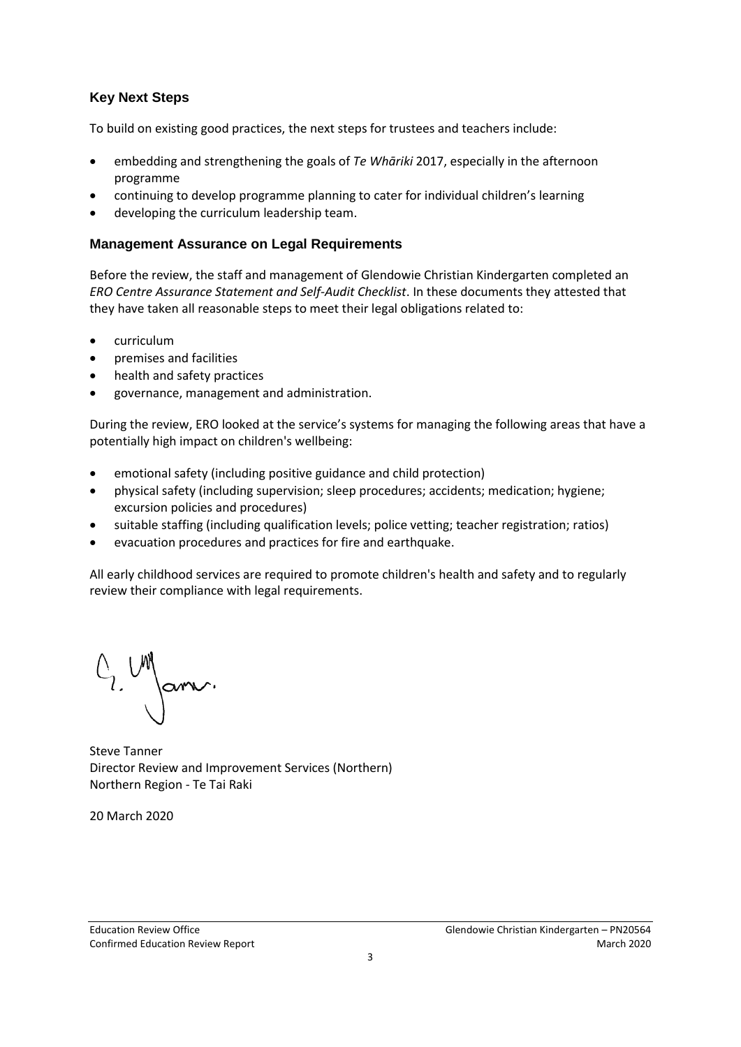## Key Next Steps

To build on existing good practices, the next steps for trustees and teachers include:

- embedding and strengthening the goals of *Te Whāriki* 2017, especially in the afternoon programme
- continuing to develop programme planning to cater for individual children's learning
- developing the curriculum leadership team.

## Management Assurance on Legal Requirements

Before the review, the staff and management of Glendowie Christian Kindergarten completed an *ERO Centre Assurance Statement and Self-Audit Checklist*. In these documents they attested that they have taken all reasonable steps to meet their legal obligations related to:

- curriculum
- premises and facilities
- health and safety practices
- governance, management and administration.

During the review, ERO looked at the service's systems for managing the following areas that have a potentially high impact on children's wellbeing:

- emotional safety (including positive guidance and child protection)
- physical safety (including supervision; sleep procedures; accidents; medication; hygiene; excursion policies and procedures)
- suitable staffing (including qualification levels; police vetting; teacher registration; ratios)
- evacuation procedures and practices for fire and earthquake.

All early childhood services are required to promote children's health and safety and to regularly review their compliance with legal requirements.

Steve Tanner
Director Review and Improvement Services (Northern)
Northern Region - Te Tai Raki

20 March 2020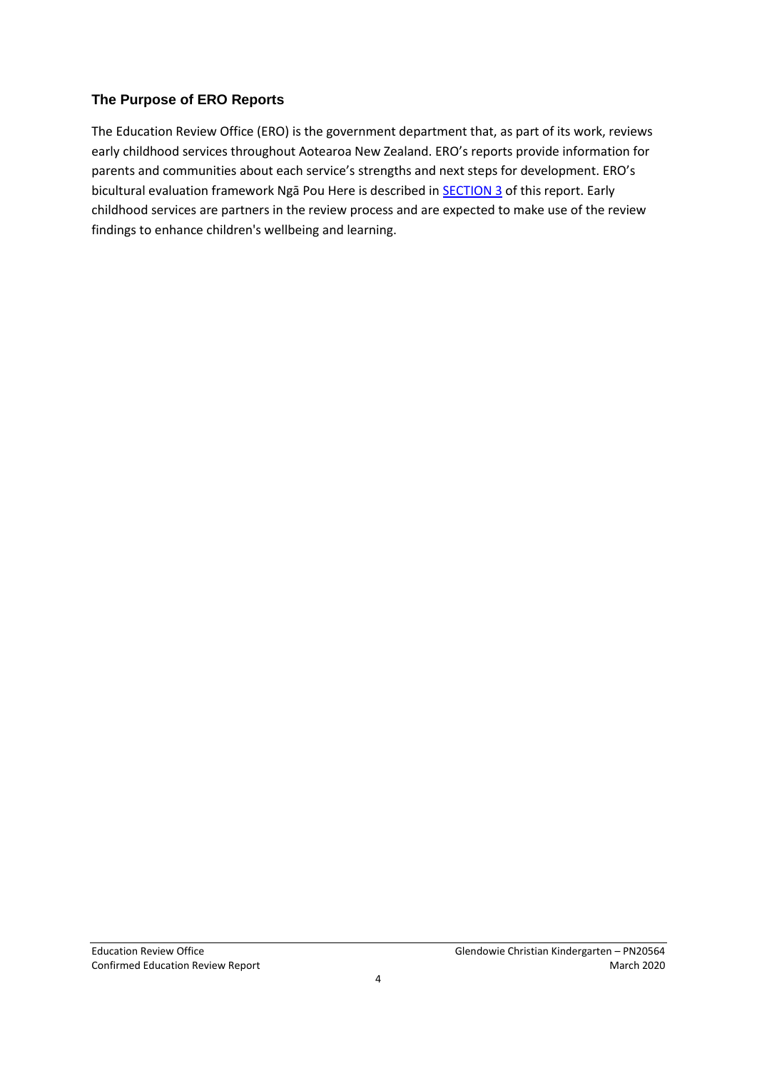### The Purpose of ERO Reports

The Education Review Office (ERO) is the government department that, as part of its work, reviews early childhood services throughout Aotearoa New Zealand. ERO's reports provide information for parents and communities about each service's strengths and next steps for development. ERO's bicultural evaluation framework Ngā Pou Here is described in SECTION 3 of this report. Early childhood services are partners in the review process and are expected to make use of the review findings to enhance children's wellbeing and learning.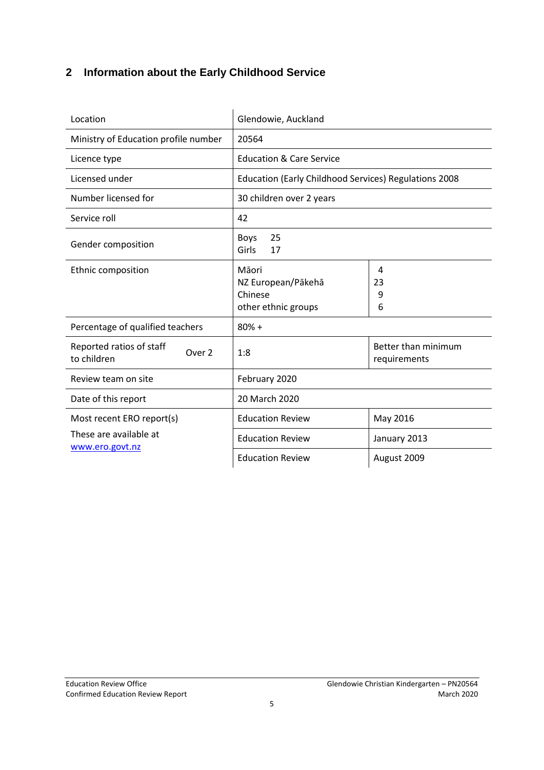## 2 Information about the Early Childhood Service

| | | |
|---|---|---|
| Location | Glendowie, Auckland | |
| Ministry of Education profile number | 20564 | |
| Licence type | Education & Care Service | |
| Licensed under | Education (Early Childhood Services) Regulations 2008 | |
| Number licensed for | 30 children over 2 years | |
| Service roll | 42 | |
| Gender composition | Boys 25<br>Girls 17 | |
| Ethnic composition | Māori<br>NZ European/Pākehā<br>Chinese<br>other ethnic groups | 4<br>23<br>9<br>6 |
| Percentage of qualified teachers | 80% + | |
| Reported ratios of staff to children — Over 2 | 1:8 | Better than minimum requirements |
| Review team on site | February 2020 | |
| Date of this report | 20 March 2020 | |
| Most recent ERO report(s)<br>These are available at www.ero.govt.nz | Education Review | May 2016 |
| | Education Review | January 2013 |
| | Education Review | August 2009 |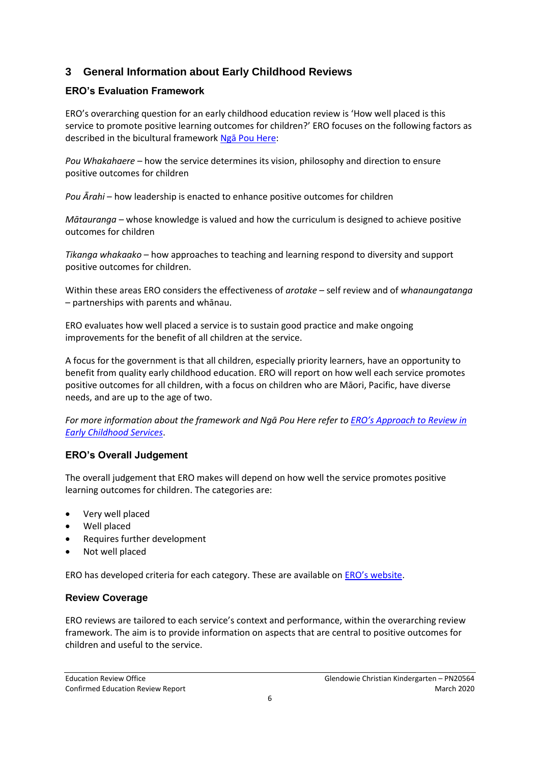## 3 General Information about Early Childhood Reviews

### ERO's Evaluation Framework

ERO's overarching question for an early childhood education review is 'How well placed is this service to promote positive learning outcomes for children?' ERO focuses on the following factors as described in the bicultural framework [Ngā Pou Here](#):

*Pou Whakahaere* – how the service determines its vision, philosophy and direction to ensure positive outcomes for children

*Pou Ārahi* – how leadership is enacted to enhance positive outcomes for children

*Mātauranga* – whose knowledge is valued and how the curriculum is designed to achieve positive outcomes for children

*Tikanga whakaako* – how approaches to teaching and learning respond to diversity and support positive outcomes for children.

Within these areas ERO considers the effectiveness of *arotake* – self review and of *whanaungatanga* – partnerships with parents and whānau.

ERO evaluates how well placed a service is to sustain good practice and make ongoing improvements for the benefit of all children at the service.

A focus for the government is that all children, especially priority learners, have an opportunity to benefit from quality early childhood education. ERO will report on how well each service promotes positive outcomes for all children, with a focus on children who are Māori, Pacific, have diverse needs, and are up to the age of two.

*For more information about the framework and Ngā Pou Here refer to [ERO's Approach to Review in Early Childhood Services](#).*

### ERO's Overall Judgement

The overall judgement that ERO makes will depend on how well the service promotes positive learning outcomes for children. The categories are:

- Very well placed
- Well placed
- Requires further development
- Not well placed

ERO has developed criteria for each category. These are available on [ERO's website](#).

### Review Coverage

ERO reviews are tailored to each service's context and performance, within the overarching review framework. The aim is to provide information on aspects that are central to positive outcomes for children and useful to the service.